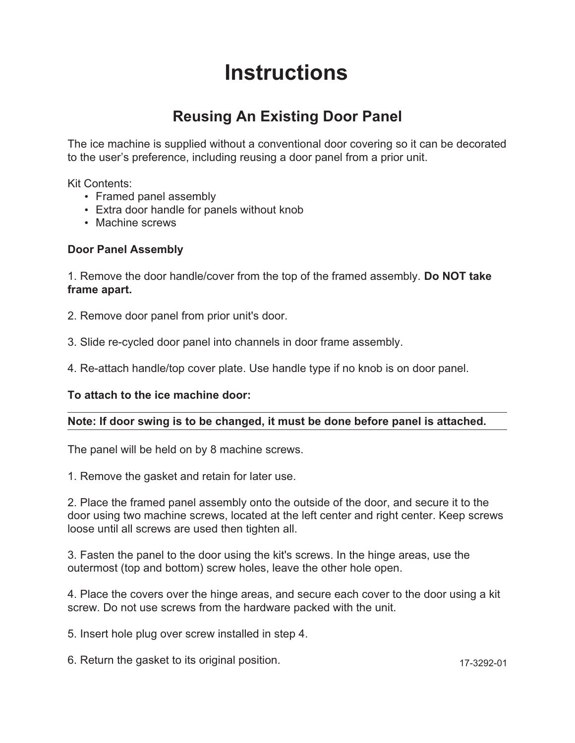# Instructions

## Reusing An Existing Door Panel

The ice machine is supplied without a conventional door covering so it can be decorated to the user's preference, including reusing a door panel from a prior unit.

Kit Contents:

- Framed panel assembly
- Extra door handle for panels without knob
- Machine screws

**Door Panel Assembly**

1. Remove the door handle/cover from the top of the framed assembly. **Do NOT take frame apart.**

2. Remove door panel from prior unit's door.

3. Slide re-cycled door panel into channels in door frame assembly.

4. Re-attach handle/top cover plate. Use handle type if no knob is on door panel.

**To attach to the ice machine door:**

---

**Note: If door swing is to be changed, it must be done before panel is attached.**

---

The panel will be held on by 8 machine screws.

1. Remove the gasket and retain for later use.

2. Place the framed panel assembly onto the outside of the door, and secure it to the door using two machine screws, located at the left center and right center. Keep screws loose until all screws are used then tighten all.

3. Fasten the panel to the door using the kit's screws. In the hinge areas, use the outermost (top and bottom) screw holes, leave the other hole open.

4. Place the covers over the hinge areas, and secure each cover to the door using a kit screw. Do not use screws from the hardware packed with the unit.

5. Insert hole plug over screw installed in step 4.

6. Return the gasket to its original position.

17-3292-01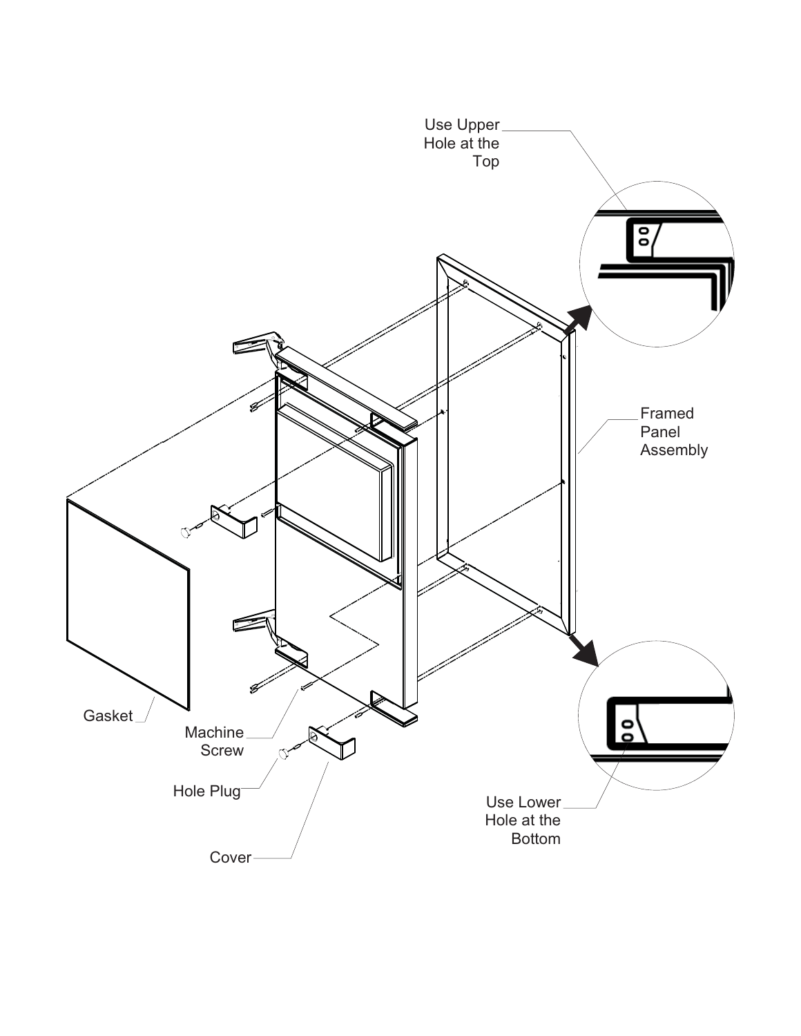Use Upper Hole at the Top

Framed Panel Assembly

Gasket

Machine Screw

Hole Plug

Cover

Use Lower Hole at the Bottom